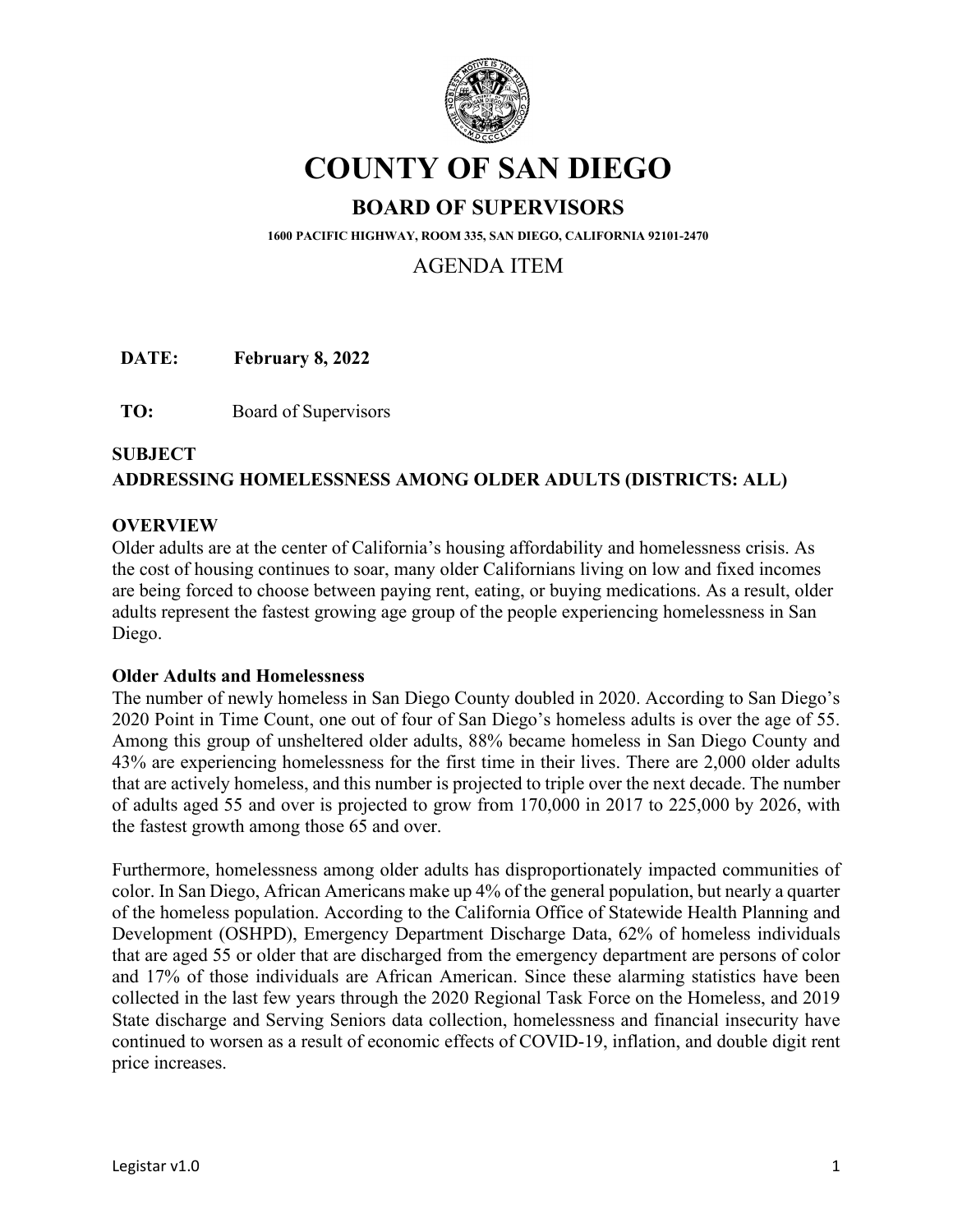# COUNTY OF SAN DIEGO

## BOARD OF SUPERVISORS

1600 PACIFIC HIGHWAY, ROOM 335, SAN DIEGO, CALIFORNIA 92101-2470

AGENDA ITEM

**DATE:** **February 8, 2022**

**TO:** Board of Supervisors

**SUBJECT**
**ADDRESSING HOMELESSNESS AMONG OLDER ADULTS (DISTRICTS: ALL)**

**OVERVIEW**

Older adults are at the center of California's housing affordability and homelessness crisis. As the cost of housing continues to soar, many older Californians living on low and fixed incomes are being forced to choose between paying rent, eating, or buying medications. As a result, older adults represent the fastest growing age group of the people experiencing homelessness in San Diego.

**Older Adults and Homelessness**

The number of newly homeless in San Diego County doubled in 2020. According to San Diego's 2020 Point in Time Count, one out of four of San Diego's homeless adults is over the age of 55. Among this group of unsheltered older adults, 88% became homeless in San Diego County and 43% are experiencing homelessness for the first time in their lives. There are 2,000 older adults that are actively homeless, and this number is projected to triple over the next decade. The number of adults aged 55 and over is projected to grow from 170,000 in 2017 to 225,000 by 2026, with the fastest growth among those 65 and over.

Furthermore, homelessness among older adults has disproportionately impacted communities of color. In San Diego, African Americans make up 4% of the general population, but nearly a quarter of the homeless population. According to the California Office of Statewide Health Planning and Development (OSHPD), Emergency Department Discharge Data, 62% of homeless individuals that are aged 55 or older that are discharged from the emergency department are persons of color and 17% of those individuals are African American. Since these alarming statistics have been collected in the last few years through the 2020 Regional Task Force on the Homeless, and 2019 State discharge and Serving Seniors data collection, homelessness and financial insecurity have continued to worsen as a result of economic effects of COVID-19, inflation, and double digit rent price increases.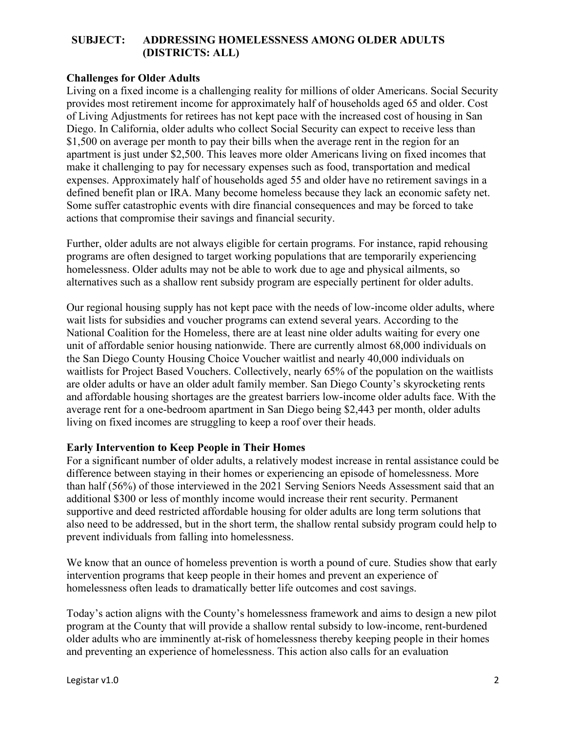**SUBJECT: ADDRESSING HOMELESSNESS AMONG OLDER ADULTS (DISTRICTS: ALL)**

**Challenges for Older Adults**

Living on a fixed income is a challenging reality for millions of older Americans. Social Security provides most retirement income for approximately half of households aged 65 and older. Cost of Living Adjustments for retirees has not kept pace with the increased cost of housing in San Diego. In California, older adults who collect Social Security can expect to receive less than $1,500 on average per month to pay their bills when the average rent in the region for an apartment is just under $2,500. This leaves more older Americans living on fixed incomes that make it challenging to pay for necessary expenses such as food, transportation and medical expenses. Approximately half of households aged 55 and older have no retirement savings in a defined benefit plan or IRA. Many become homeless because they lack an economic safety net. Some suffer catastrophic events with dire financial consequences and may be forced to take actions that compromise their savings and financial security.

Further, older adults are not always eligible for certain programs. For instance, rapid rehousing programs are often designed to target working populations that are temporarily experiencing homelessness. Older adults may not be able to work due to age and physical ailments, so alternatives such as a shallow rent subsidy program are especially pertinent for older adults.

Our regional housing supply has not kept pace with the needs of low-income older adults, where wait lists for subsidies and voucher programs can extend several years. According to the National Coalition for the Homeless, there are at least nine older adults waiting for every one unit of affordable senior housing nationwide. There are currently almost 68,000 individuals on the San Diego County Housing Choice Voucher waitlist and nearly 40,000 individuals on waitlists for Project Based Vouchers. Collectively, nearly 65% of the population on the waitlists are older adults or have an older adult family member. San Diego County's skyrocketing rents and affordable housing shortages are the greatest barriers low-income older adults face. With the average rent for a one-bedroom apartment in San Diego being $2,443 per month, older adults living on fixed incomes are struggling to keep a roof over their heads.

**Early Intervention to Keep People in Their Homes**

For a significant number of older adults, a relatively modest increase in rental assistance could be difference between staying in their homes or experiencing an episode of homelessness. More than half (56%) of those interviewed in the 2021 Serving Seniors Needs Assessment said that an additional $300 or less of monthly income would increase their rent security. Permanent supportive and deed restricted affordable housing for older adults are long term solutions that also need to be addressed, but in the short term, the shallow rental subsidy program could help to prevent individuals from falling into homelessness.

We know that an ounce of homeless prevention is worth a pound of cure. Studies show that early intervention programs that keep people in their homes and prevent an experience of homelessness often leads to dramatically better life outcomes and cost savings.

Today's action aligns with the County's homelessness framework and aims to design a new pilot program at the County that will provide a shallow rental subsidy to low-income, rent-burdened older adults who are imminently at-risk of homelessness thereby keeping people in their homes and preventing an experience of homelessness. This action also calls for an evaluation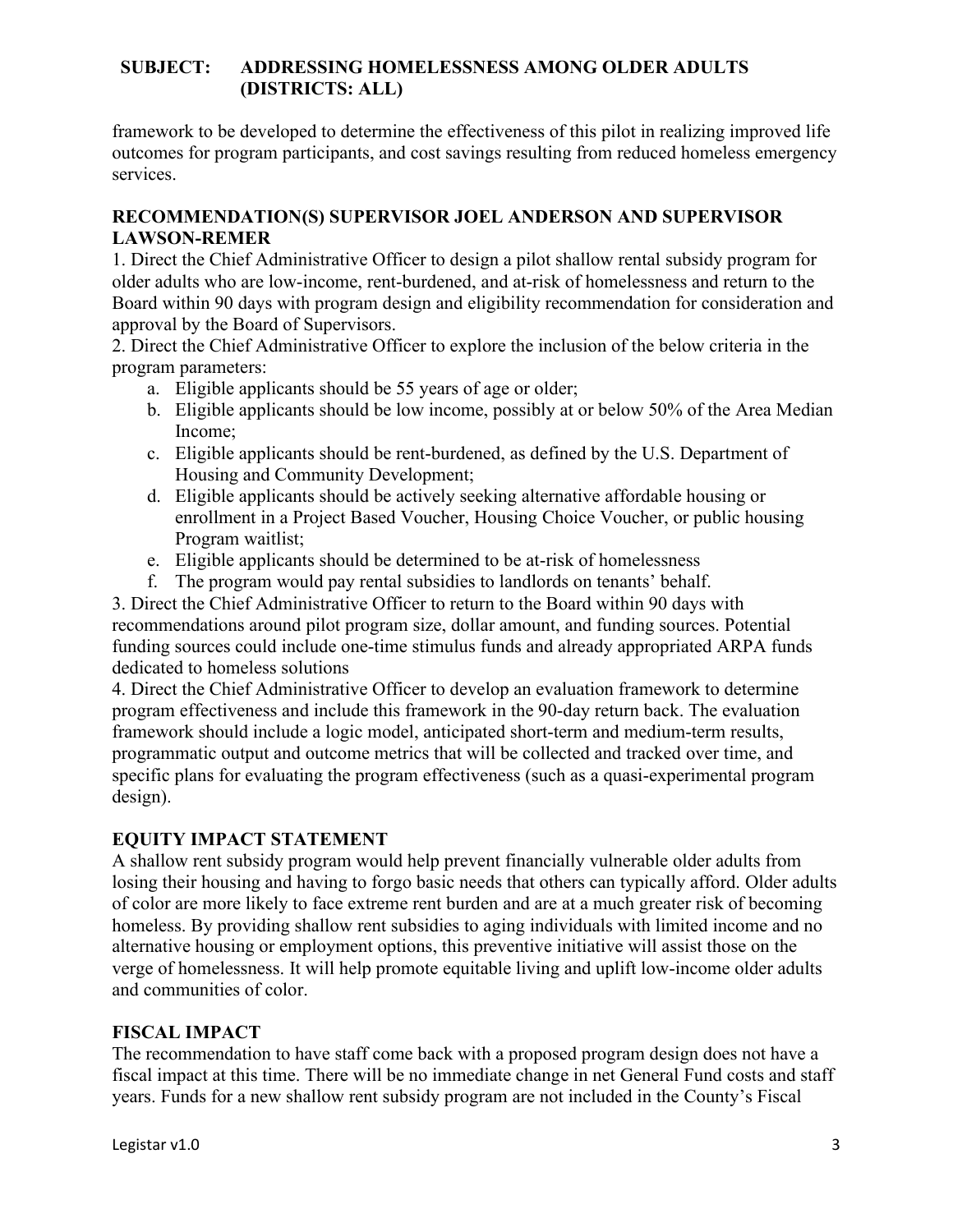framework to be developed to determine the effectiveness of this pilot in realizing improved life outcomes for program participants, and cost savings resulting from reduced homeless emergency services.

## RECOMMENDATION(S) SUPERVISOR JOEL ANDERSON AND SUPERVISOR LAWSON-REMER

1. Direct the Chief Administrative Officer to design a pilot shallow rental subsidy program for older adults who are low-income, rent-burdened, and at-risk of homelessness and return to the Board within 90 days with program design and eligibility recommendation for consideration and approval by the Board of Supervisors.
2. Direct the Chief Administrative Officer to explore the inclusion of the below criteria in the program parameters:
    a. Eligible applicants should be 55 years of age or older;
    b. Eligible applicants should be low income, possibly at or below 50% of the Area Median Income;
    c. Eligible applicants should be rent-burdened, as defined by the U.S. Department of Housing and Community Development;
    d. Eligible applicants should be actively seeking alternative affordable housing or enrollment in a Project Based Voucher, Housing Choice Voucher, or public housing Program waitlist;
    e. Eligible applicants should be determined to be at-risk of homelessness
    f. The program would pay rental subsidies to landlords on tenants' behalf.
3. Direct the Chief Administrative Officer to return to the Board within 90 days with recommendations around pilot program size, dollar amount, and funding sources. Potential funding sources could include one-time stimulus funds and already appropriated ARPA funds dedicated to homeless solutions
4. Direct the Chief Administrative Officer to develop an evaluation framework to determine program effectiveness and include this framework in the 90-day return back. The evaluation framework should include a logic model, anticipated short-term and medium-term results, programmatic output and outcome metrics that will be collected and tracked over time, and specific plans for evaluating the program effectiveness (such as a quasi-experimental program design).

## EQUITY IMPACT STATEMENT

A shallow rent subsidy program would help prevent financially vulnerable older adults from losing their housing and having to forgo basic needs that others can typically afford. Older adults of color are more likely to face extreme rent burden and are at a much greater risk of becoming homeless. By providing shallow rent subsidies to aging individuals with limited income and no alternative housing or employment options, this preventive initiative will assist those on the verge of homelessness. It will help promote equitable living and uplift low-income older adults and communities of color.

## FISCAL IMPACT

The recommendation to have staff come back with a proposed program design does not have a fiscal impact at this time. There will be no immediate change in net General Fund costs and staff years. Funds for a new shallow rent subsidy program are not included in the County's Fiscal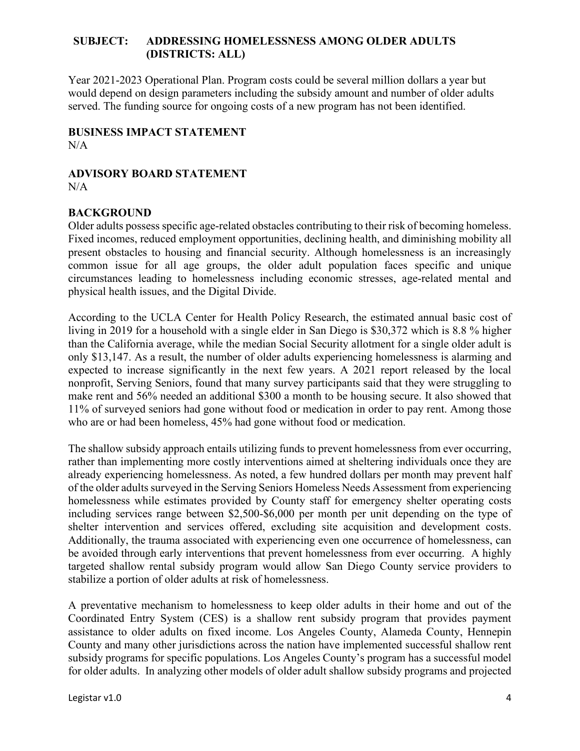**SUBJECT: ADDRESSING HOMELESSNESS AMONG OLDER ADULTS (DISTRICTS: ALL)**

Year 2021-2023 Operational Plan. Program costs could be several million dollars a year but would depend on design parameters including the subsidy amount and number of older adults served. The funding source for ongoing costs of a new program has not been identified.

**BUSINESS IMPACT STATEMENT**

N/A

**ADVISORY BOARD STATEMENT**

N/A

**BACKGROUND**

Older adults possess specific age-related obstacles contributing to their risk of becoming homeless. Fixed incomes, reduced employment opportunities, declining health, and diminishing mobility all present obstacles to housing and financial security. Although homelessness is an increasingly common issue for all age groups, the older adult population faces specific and unique circumstances leading to homelessness including economic stresses, age-related mental and physical health issues, and the Digital Divide.

According to the UCLA Center for Health Policy Research, the estimated annual basic cost of living in 2019 for a household with a single elder in San Diego is $30,372 which is 8.8 % higher than the California average, while the median Social Security allotment for a single older adult is only $13,147. As a result, the number of older adults experiencing homelessness is alarming and expected to increase significantly in the next few years. A 2021 report released by the local nonprofit, Serving Seniors, found that many survey participants said that they were struggling to make rent and 56% needed an additional $300 a month to be housing secure. It also showed that 11% of surveyed seniors had gone without food or medication in order to pay rent. Among those who are or had been homeless, 45% had gone without food or medication.

The shallow subsidy approach entails utilizing funds to prevent homelessness from ever occurring, rather than implementing more costly interventions aimed at sheltering individuals once they are already experiencing homelessness. As noted, a few hundred dollars per month may prevent half of the older adults surveyed in the Serving Seniors Homeless Needs Assessment from experiencing homelessness while estimates provided by County staff for emergency shelter operating costs including services range between $2,500-$6,000 per month per unit depending on the type of shelter intervention and services offered, excluding site acquisition and development costs. Additionally, the trauma associated with experiencing even one occurrence of homelessness, can be avoided through early interventions that prevent homelessness from ever occurring. A highly targeted shallow rental subsidy program would allow San Diego County service providers to stabilize a portion of older adults at risk of homelessness.

A preventative mechanism to homelessness to keep older adults in their home and out of the Coordinated Entry System (CES) is a shallow rent subsidy program that provides payment assistance to older adults on fixed income. Los Angeles County, Alameda County, Hennepin County and many other jurisdictions across the nation have implemented successful shallow rent subsidy programs for specific populations. Los Angeles County's program has a successful model for older adults. In analyzing other models of older adult shallow subsidy programs and projected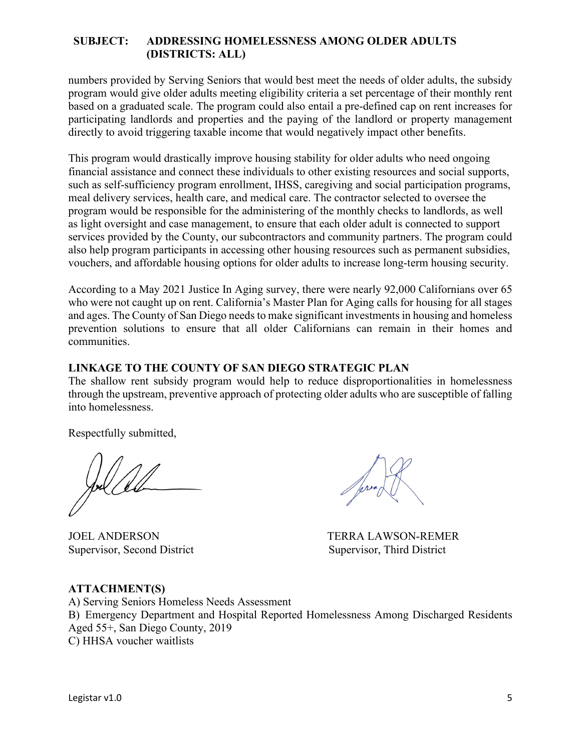**SUBJECT: ADDRESSING HOMELESSNESS AMONG OLDER ADULTS (DISTRICTS: ALL)**

numbers provided by Serving Seniors that would best meet the needs of older adults, the subsidy program would give older adults meeting eligibility criteria a set percentage of their monthly rent based on a graduated scale. The program could also entail a pre-defined cap on rent increases for participating landlords and properties and the paying of the landlord or property management directly to avoid triggering taxable income that would negatively impact other benefits.

This program would drastically improve housing stability for older adults who need ongoing financial assistance and connect these individuals to other existing resources and social supports, such as self-sufficiency program enrollment, IHSS, caregiving and social participation programs, meal delivery services, health care, and medical care. The contractor selected to oversee the program would be responsible for the administering of the monthly checks to landlords, as well as light oversight and case management, to ensure that each older adult is connected to support services provided by the County, our subcontractors and community partners. The program could also help program participants in accessing other housing resources such as permanent subsidies, vouchers, and affordable housing options for older adults to increase long-term housing security.

According to a May 2021 Justice In Aging survey, there were nearly 92,000 Californians over 65 who were not caught up on rent. California's Master Plan for Aging calls for housing for all stages and ages. The County of San Diego needs to make significant investments in housing and homeless prevention solutions to ensure that all older Californians can remain in their homes and communities.

## LINKAGE TO THE COUNTY OF SAN DIEGO STRATEGIC PLAN

The shallow rent subsidy program would help to reduce disproportionalities in homelessness through the upstream, preventive approach of protecting older adults who are susceptible of falling into homelessness.

Respectfully submitted,

JOEL ANDERSON
Supervisor, Second District

TERRA LAWSON-REMER
Supervisor, Third District

## ATTACHMENT(S)

A) Serving Seniors Homeless Needs Assessment
B) Emergency Department and Hospital Reported Homelessness Among Discharged Residents Aged 55+, San Diego County, 2019
C) HHSA voucher waitlists